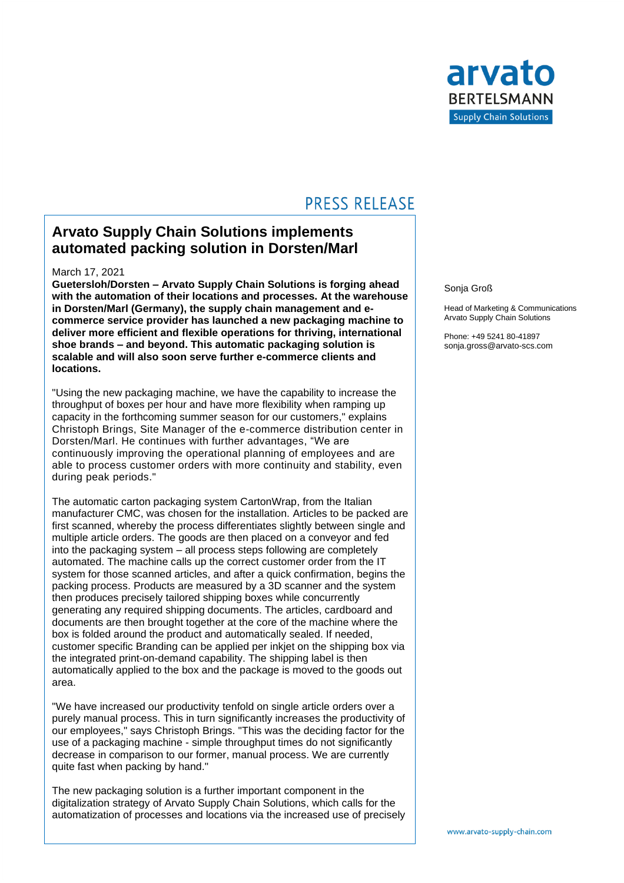arvato
BERTELSMANN
Supply Chain Solutions

PRESS RELEASE

# Arvato Supply Chain Solutions implements automated packing solution in Dorsten/Marl

March 17, 2021

**Guetersloh/Dorsten – Arvato Supply Chain Solutions is forging ahead with the automation of their locations and processes. At the warehouse in Dorsten/Marl (Germany), the supply chain management and e-commerce service provider has launched a new packaging machine to deliver more efficient and flexible operations for thriving, international shoe brands – and beyond. This automatic packaging solution is scalable and will also soon serve further e-commerce clients and locations.**

"Using the new packaging machine, we have the capability to increase the throughput of boxes per hour and have more flexibility when ramping up capacity in the forthcoming summer season for our customers," explains Christoph Brings, Site Manager of the e-commerce distribution center in Dorsten/Marl. He continues with further advantages, "We are continuously improving the operational planning of employees and are able to process customer orders with more continuity and stability, even during peak periods."

The automatic carton packaging system CartonWrap, from the Italian manufacturer CMC, was chosen for the installation. Articles to be packed are first scanned, whereby the process differentiates slightly between single and multiple article orders. The goods are then placed on a conveyor and fed into the packaging system – all process steps following are completely automated. The machine calls up the correct customer order from the IT system for those scanned articles, and after a quick confirmation, begins the packing process. Products are measured by a 3D scanner and the system then produces precisely tailored shipping boxes while concurrently generating any required shipping documents. The articles, cardboard and documents are then brought together at the core of the machine where the box is folded around the product and automatically sealed. If needed, customer specific Branding can be applied per inkjet on the shipping box via the integrated print-on-demand capability. The shipping label is then automatically applied to the box and the package is moved to the goods out area.

"We have increased our productivity tenfold on single article orders over a purely manual process. This in turn significantly increases the productivity of our employees," says Christoph Brings. "This was the deciding factor for the use of a packaging machine - simple throughput times do not significantly decrease in comparison to our former, manual process. We are currently quite fast when packing by hand."

The new packaging solution is a further important component in the digitalization strategy of Arvato Supply Chain Solutions, which calls for the automatization of processes and locations via the increased use of precisely

Sonja Groß

Head of Marketing & Communications
Arvato Supply Chain Solutions

Phone: +49 5241 80-41897
sonja.gross@arvato-scs.com

www.arvato-supply-chain.com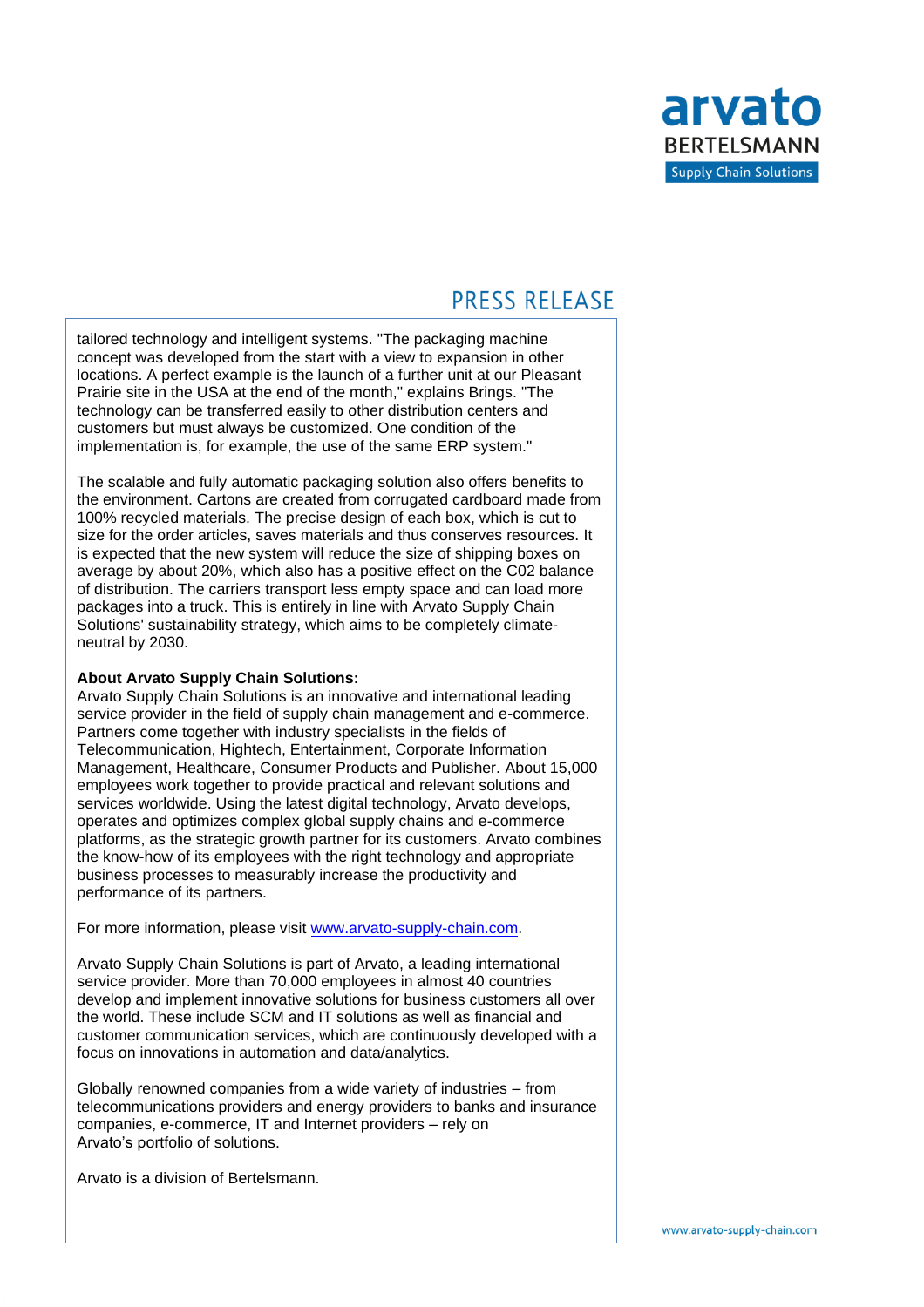# PRESS RELEASE

tailored technology and intelligent systems. "The packaging machine concept was developed from the start with a view to expansion in other locations. A perfect example is the launch of a further unit at our Pleasant Prairie site in the USA at the end of the month," explains Brings. "The technology can be transferred easily to other distribution centers and customers but must always be customized. One condition of the implementation is, for example, the use of the same ERP system."

The scalable and fully automatic packaging solution also offers benefits to the environment. Cartons are created from corrugated cardboard made from 100% recycled materials. The precise design of each box, which is cut to size for the order articles, saves materials and thus conserves resources. It is expected that the new system will reduce the size of shipping boxes on average by about 20%, which also has a positive effect on the C02 balance of distribution. The carriers transport less empty space and can load more packages into a truck. This is entirely in line with Arvato Supply Chain Solutions' sustainability strategy, which aims to be completely climate-neutral by 2030.

**About Arvato Supply Chain Solutions:**
Arvato Supply Chain Solutions is an innovative and international leading service provider in the field of supply chain management and e-commerce. Partners come together with industry specialists in the fields of Telecommunication, Hightech, Entertainment, Corporate Information Management, Healthcare, Consumer Products and Publisher. About 15,000 employees work together to provide practical and relevant solutions and services worldwide. Using the latest digital technology, Arvato develops, operates and optimizes complex global supply chains and e-commerce platforms, as the strategic growth partner for its customers. Arvato combines the know-how of its employees with the right technology and appropriate business processes to measurably increase the productivity and performance of its partners.

For more information, please visit [www.arvato-supply-chain.com](http://www.arvato-supply-chain.com).

Arvato Supply Chain Solutions is part of Arvato, a leading international service provider. More than 70,000 employees in almost 40 countries develop and implement innovative solutions for business customers all over the world. These include SCM and IT solutions as well as financial and customer communication services, which are continuously developed with a focus on innovations in automation and data/analytics.

Globally renowned companies from a wide variety of industries – from telecommunications providers and energy providers to banks and insurance companies, e-commerce, IT and Internet providers – rely on Arvato's portfolio of solutions.

Arvato is a division of Bertelsmann.